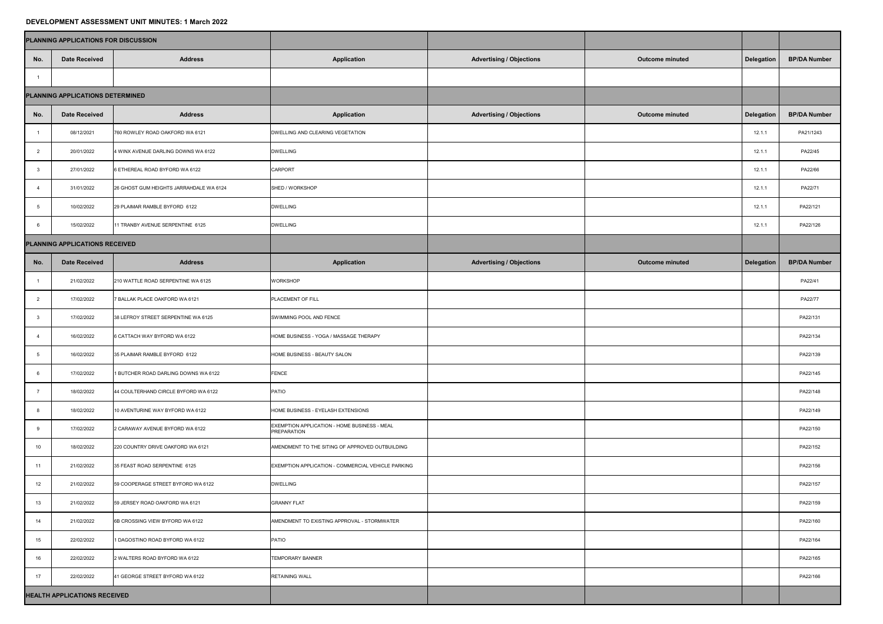**DEVELOPMENT ASSESSMENT UNIT MINUTES: 1 March 2022**

| PLANNING APPLICATIONS FOR DISCUSSION | | | | | | | |
|---|---|---|---|---|---|---|---|
| **No.** | **Date Received** | **Address** | **Application** | **Advertising / Objections** | **Outcome minuted** | **Delegation** | **BP/DA Number** |
| 1 | | | | | | | |
| **PLANNING APPLICATIONS DETERMINED** | | | | | | | |
| **No.** | **Date Received** | **Address** | **Application** | **Advertising / Objections** | **Outcome minuted** | **Delegation** | **BP/DA Number** |
| 1 | 08/12/2021 | 760 ROWLEY ROAD OAKFORD WA 6121 | DWELLING AND CLEARING VEGETATION | | | 12.1.1 | PA21/1243 |
| 2 | 20/01/2022 | 4 WINX AVENUE DARLING DOWNS WA 6122 | DWELLING | | | 12.1.1 | PA22/45 |
| 3 | 27/01/2022 | 6 ETHEREAL ROAD BYFORD WA 6122 | CARPORT | | | 12.1.1 | PA22/66 |
| 4 | 31/01/2022 | 26 GHOST GUM HEIGHTS JARRAHDALE WA 6124 | SHED / WORKSHOP | | | 12.1.1 | PA22/71 |
| 5 | 10/02/2022 | 29 PLAIMAR RAMBLE BYFORD 6122 | DWELLING | | | 12.1.1 | PA22/121 |
| 6 | 15/02/2022 | 11 TRANBY AVENUE SERPENTINE 6125 | DWELLING | | | 12.1.1 | PA22/126 |
| **PLANNING APPLICATIONS RECEIVED** | | | | | | | |
| **No.** | **Date Received** | **Address** | **Application** | **Advertising / Objections** | **Outcome minuted** | **Delegation** | **BP/DA Number** |
| 1 | 21/02/2022 | 210 WATTLE ROAD SERPENTINE WA 6125 | WORKSHOP | | | | PA22/41 |
| 2 | 17/02/2022 | 7 BALLAK PLACE OAKFORD WA 6121 | PLACEMENT OF FILL | | | | PA22/77 |
| 3 | 17/02/2022 | 38 LEFROY STREET SERPENTINE WA 6125 | SWIMMING POOL AND FENCE | | | | PA22/131 |
| 4 | 16/02/2022 | 6 CATTACH WAY BYFORD WA 6122 | HOME BUSINESS - YOGA / MASSAGE THERAPY | | | | PA22/134 |
| 5 | 16/02/2022 | 35 PLAIMAR RAMBLE BYFORD 6122 | HOME BUSINESS - BEAUTY SALON | | | | PA22/139 |
| 6 | 17/02/2022 | 1 BUTCHER ROAD DARLING DOWNS WA 6122 | FENCE | | | | PA22/145 |
| 7 | 18/02/2022 | 44 COULTERHAND CIRCLE BYFORD WA 6122 | PATIO | | | | PA22/148 |
| 8 | 18/02/2022 | 10 AVENTURINE WAY BYFORD WA 6122 | HOME BUSINESS - EYELASH EXTENSIONS | | | | PA22/149 |
| 9 | 17/02/2022 | 2 CARAWAY AVENUE BYFORD WA 6122 | EXEMPTION APPLICATION - HOME BUSINESS - MEAL PREPARATION | | | | PA22/150 |
| 10 | 18/02/2022 | 220 COUNTRY DRIVE OAKFORD WA 6121 | AMENDMENT TO THE SITING OF APPROVED OUTBUILDING | | | | PA22/152 |
| 11 | 21/02/2022 | 35 FEAST ROAD SERPENTINE 6125 | EXEMPTION APPLICATION - COMMERCIAL VEHICLE PARKING | | | | PA22/156 |
| 12 | 21/02/2022 | 59 COOPERAGE STREET BYFORD WA 6122 | DWELLING | | | | PA22/157 |
| 13 | 21/02/2022 | 59 JERSEY ROAD OAKFORD WA 6121 | GRANNY FLAT | | | | PA22/159 |
| 14 | 21/02/2022 | 6B CROSSING VIEW BYFORD WA 6122 | AMENDMENT TO EXISTING APPROVAL - STORMWATER | | | | PA22/160 |
| 15 | 22/02/2022 | 1 DAGOSTINO ROAD BYFORD WA 6122 | PATIO | | | | PA22/164 |
| 16 | 22/02/2022 | 2 WALTERS ROAD BYFORD WA 6122 | TEMPORARY BANNER | | | | PA22/165 |
| 17 | 22/02/2022 | 41 GEORGE STREET BYFORD WA 6122 | RETAINING WALL | | | | PA22/166 |
| **HEALTH APPLICATIONS RECEIVED** | | | | | | | |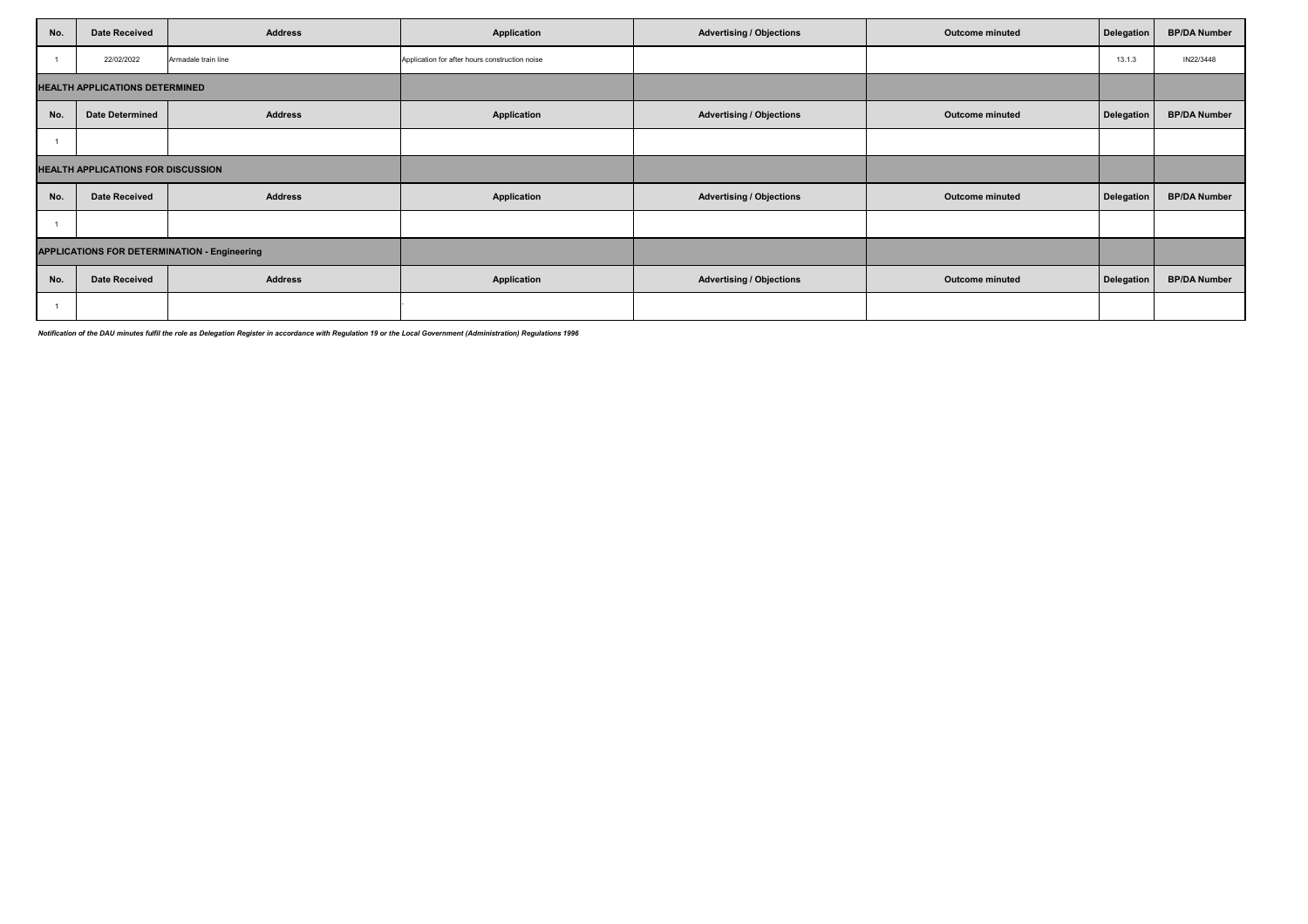| No. | Date Received | Address | Application | Advertising / Objections | Outcome minuted | Delegation | BP/DA Number |
|---|---|---|---|---|---|---|---|
| 1 | 22/02/2022 | Armadale train line | Application for after hours construction noise | | | 13.1.3 | IN22/3448 |

**HEALTH APPLICATIONS DETERMINED**

| No. | Date Determined | Address | Application | Advertising / Objections | Outcome minuted | Delegation | BP/DA Number |
|---|---|---|---|---|---|---|---|
| 1 | | | | | | | |

**HEALTH APPLICATIONS FOR DISCUSSION**

| No. | Date Received | Address | Application | Advertising / Objections | Outcome minuted | Delegation | BP/DA Number |
|---|---|---|---|---|---|---|---|
| 1 | | | | | | | |

**APPLICATIONS FOR DETERMINATION - Engineering**

| No. | Date Received | Address | Application | Advertising / Objections | Outcome minuted | Delegation | BP/DA Number |
|---|---|---|---|---|---|---|---|
| 1 | | | | | | | |

***Notification of the DAU minutes fulfil the role as Delegation Register in accordance with Regulation 19 or the Local Government (Administration) Regulations 1996***